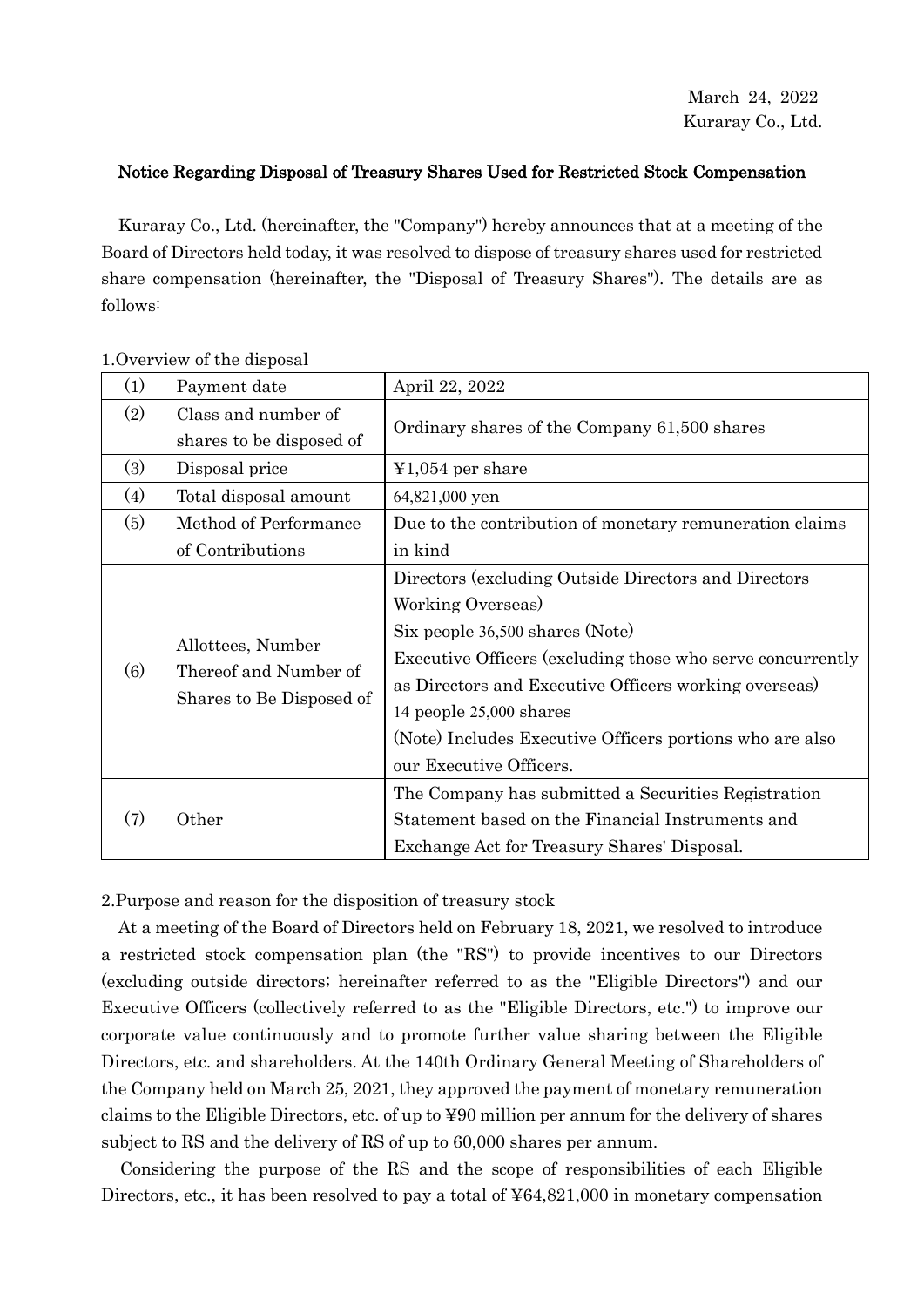March 24, 2022
Kuraray Co., Ltd.

## Notice Regarding Disposal of Treasury Shares Used for Restricted Stock Compensation

Kuraray Co., Ltd. (hereinafter, the "Company") hereby announces that at a meeting of the Board of Directors held today, it was resolved to dispose of treasury shares used for restricted share compensation (hereinafter, the "Disposal of Treasury Shares"). The details are as follows:

1.Overview of the disposal

| | | |
|---|---|---|
| (1) | Payment date | April 22, 2022 |
| (2) | Class and number of shares to be disposed of | Ordinary shares of the Company 61,500 shares |
| (3) | Disposal price | ¥1,054 per share |
| (4) | Total disposal amount | 64,821,000 yen |
| (5) | Method of Performance of Contributions | Due to the contribution of monetary remuneration claims in kind |
| (6) | Allottees, Number Thereof and Number of Shares to Be Disposed of | Directors (excluding Outside Directors and Directors Working Overseas)<br>Six people 36,500 shares (Note)<br>Executive Officers (excluding those who serve concurrently as Directors and Executive Officers working overseas)<br>14 people 25,000 shares<br>(Note) Includes Executive Officers portions who are also our Executive Officers. |
| (7) | Other | The Company has submitted a Securities Registration Statement based on the Financial Instruments and Exchange Act for Treasury Shares' Disposal. |

2.Purpose and reason for the disposition of treasury stock

At a meeting of the Board of Directors held on February 18, 2021, we resolved to introduce a restricted stock compensation plan (the "RS") to provide incentives to our Directors (excluding outside directors; hereinafter referred to as the "Eligible Directors") and our Executive Officers (collectively referred to as the "Eligible Directors, etc.") to improve our corporate value continuously and to promote further value sharing between the Eligible Directors, etc. and shareholders. At the 140th Ordinary General Meeting of Shareholders of the Company held on March 25, 2021, they approved the payment of monetary remuneration claims to the Eligible Directors, etc. of up to ¥90 million per annum for the delivery of shares subject to RS and the delivery of RS of up to 60,000 shares per annum.

Considering the purpose of the RS and the scope of responsibilities of each Eligible Directors, etc., it has been resolved to pay a total of ¥64,821,000 in monetary compensation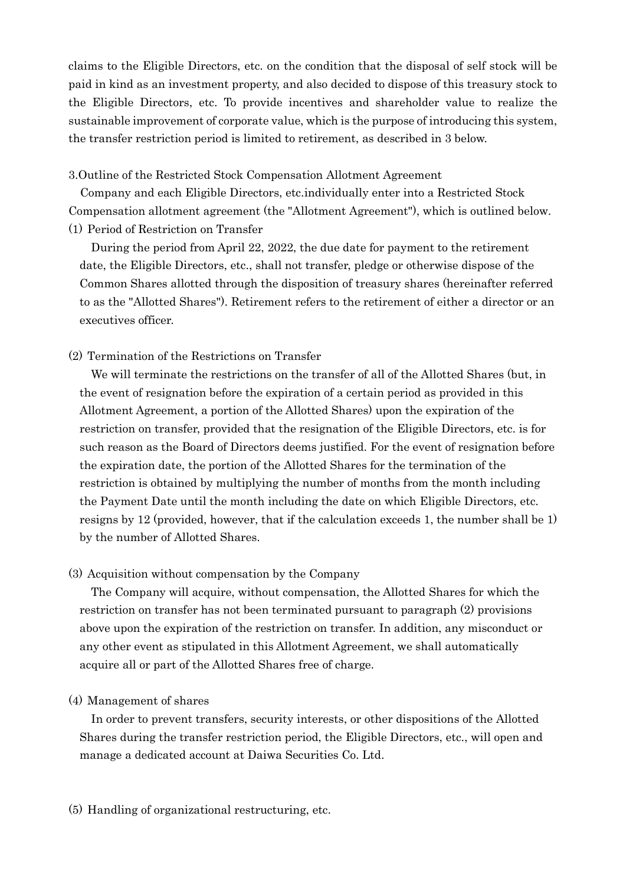claims to the Eligible Directors, etc. on the condition that the disposal of self stock will be paid in kind as an investment property, and also decided to dispose of this treasury stock to the Eligible Directors, etc. To provide incentives and shareholder value to realize the sustainable improvement of corporate value, which is the purpose of introducing this system, the transfer restriction period is limited to retirement, as described in 3 below.

3.Outline of the Restricted Stock Compensation Allotment Agreement

Company and each Eligible Directors, etc.individually enter into a Restricted Stock Compensation allotment agreement (the "Allotment Agreement"), which is outlined below.

(1) Period of Restriction on Transfer

During the period from April 22, 2022, the due date for payment to the retirement date, the Eligible Directors, etc., shall not transfer, pledge or otherwise dispose of the Common Shares allotted through the disposition of treasury shares (hereinafter referred to as the "Allotted Shares"). Retirement refers to the retirement of either a director or an executives officer.

(2) Termination of the Restrictions on Transfer

We will terminate the restrictions on the transfer of all of the Allotted Shares (but, in the event of resignation before the expiration of a certain period as provided in this Allotment Agreement, a portion of the Allotted Shares) upon the expiration of the restriction on transfer, provided that the resignation of the Eligible Directors, etc. is for such reason as the Board of Directors deems justified. For the event of resignation before the expiration date, the portion of the Allotted Shares for the termination of the restriction is obtained by multiplying the number of months from the month including the Payment Date until the month including the date on which Eligible Directors, etc. resigns by 12 (provided, however, that if the calculation exceeds 1, the number shall be 1) by the number of Allotted Shares.

(3) Acquisition without compensation by the Company

The Company will acquire, without compensation, the Allotted Shares for which the restriction on transfer has not been terminated pursuant to paragraph (2) provisions above upon the expiration of the restriction on transfer. In addition, any misconduct or any other event as stipulated in this Allotment Agreement, we shall automatically acquire all or part of the Allotted Shares free of charge.

(4) Management of shares

In order to prevent transfers, security interests, or other dispositions of the Allotted Shares during the transfer restriction period, the Eligible Directors, etc., will open and manage a dedicated account at Daiwa Securities Co. Ltd.

(5) Handling of organizational restructuring, etc.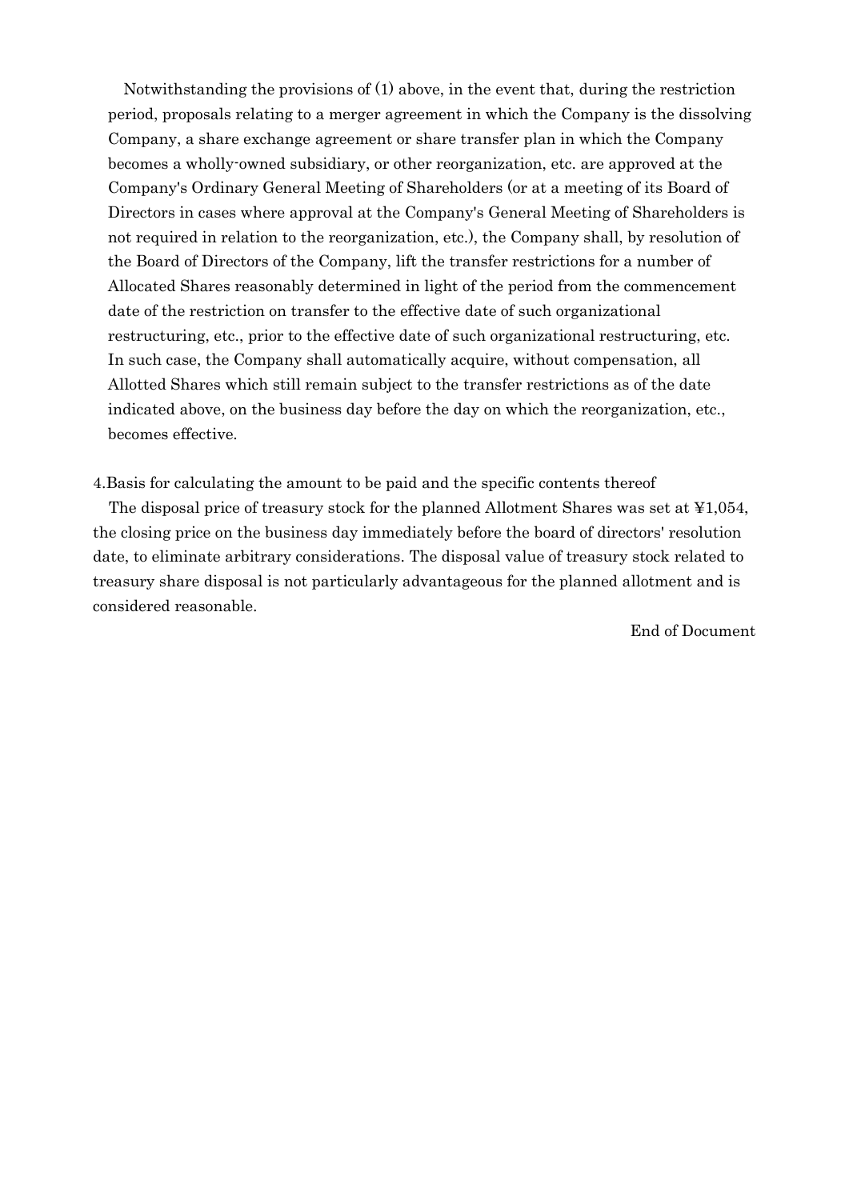Notwithstanding the provisions of (1) above, in the event that, during the restriction period, proposals relating to a merger agreement in which the Company is the dissolving Company, a share exchange agreement or share transfer plan in which the Company becomes a wholly-owned subsidiary, or other reorganization, etc. are approved at the Company's Ordinary General Meeting of Shareholders (or at a meeting of its Board of Directors in cases where approval at the Company's General Meeting of Shareholders is not required in relation to the reorganization, etc.), the Company shall, by resolution of the Board of Directors of the Company, lift the transfer restrictions for a number of Allocated Shares reasonably determined in light of the period from the commencement date of the restriction on transfer to the effective date of such organizational restructuring, etc., prior to the effective date of such organizational restructuring, etc. In such case, the Company shall automatically acquire, without compensation, all Allotted Shares which still remain subject to the transfer restrictions as of the date indicated above, on the business day before the day on which the reorganization, etc., becomes effective.

4.Basis for calculating the amount to be paid and the specific contents thereof

The disposal price of treasury stock for the planned Allotment Shares was set at ¥1,054, the closing price on the business day immediately before the board of directors' resolution date, to eliminate arbitrary considerations. The disposal value of treasury stock related to treasury share disposal is not particularly advantageous for the planned allotment and is considered reasonable.

End of Document